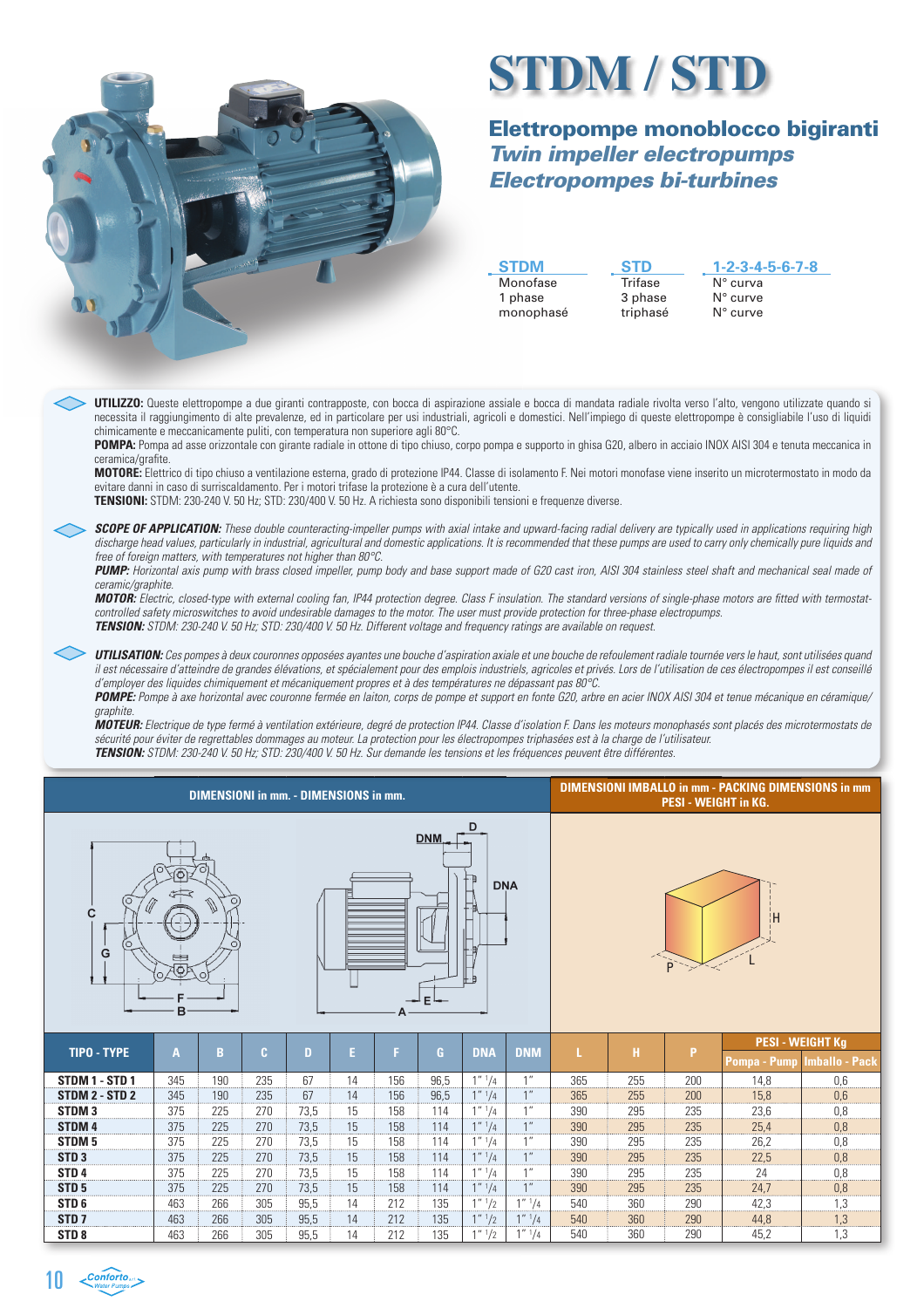# STDM / STD

## Elettropompe monoblocco bigiranti

### *Twin impeller electropumps*

### *Electropompes bi-turbines*

| STDM | STD | 1-2-3-4-5-6-7-8 |
|---|---|---|
| Monofase | Trifase | N° curva |
| 1 phase | 3 phase | N° curve |
| monophasé | triphasé | N° curve |

**UTILIZZO:** Queste elettropompe a due giranti contrapposte, con bocca di aspirazione assiale e bocca di mandata radiale rivolta verso l'alto, vengono utilizzate quando si necessita il raggiungimento di alte prevalenze, ed in particolare per usi industriali, agricoli e domestici. Nell'impiego di queste elettropompe è consigliabile l'uso di liquidi chimicamente e meccanicamente puliti, con temperatura non superiore agli 80°C.
**POMPA:** Pompa ad asse orizzontale con girante radiale in ottone di tipo chiuso, corpo pompa e supporto in ghisa G20, albero in acciaio INOX AISI 304 e tenuta meccanica in ceramica/grafite.
**MOTORE:** Elettrico di tipo chiuso a ventilazione esterna, grado di protezione IP44. Classe di isolamento F. Nei motori monofase viene inserito un microtermostato in modo da evitare danni in caso di surriscaldamento. Per i motori trifase la protezione è a cura dell'utente.
**TENSIONI:** STDM: 230-240 V. 50 Hz; STD: 230/400 V. 50 Hz. A richiesta sono disponibili tensioni e frequenze diverse.

***SCOPE OF APPLICATION:*** *These double counteracting-impeller pumps with axial intake and upward-facing radial delivery are typically used in applications requiring high discharge head values, particularly in industrial, agricultural and domestic applications. It is recommended that these pumps are used to carry only chemically pure liquids and free of foreign matters, with temperatures not higher than 80°C.*
***PUMP:*** *Horizontal axis pump with brass closed impeller, pump body and base support made of G20 cast iron, AISI 304 stainless steel shaft and mechanical seal made of ceramic/graphite.*
***MOTOR:*** *Electric, closed-type with external cooling fan, IP44 protection degree. Class F insulation. The standard versions of single-phase motors are fitted with termostat-controlled safety microswitches to avoid undesirable damages to the motor. The user must provide protection for three-phase electropumps.*
***TENSION:*** *STDM: 230-240 V. 50 Hz; STD: 230/400 V. 50 Hz. Different voltage and frequency ratings are available on request.*

***UTILISATION:*** *Ces pompes à deux couronnes opposées ayantes une bouche d'aspiration axiale et une bouche de refoulement radiale tournée vers le haut, sont utilisées quand il est nécessaire d'atteindre de grandes élévations, et spécialement pour des emplois industriels, agricoles et privés. Lors de l'utilisation de ces électropompes il est conseillé d'employer des liquides chimiquement et mécaniquement propres et à des températures ne dépassant pas 80°C.*
***POMPE:*** *Pompe à axe horizontal avec couronne fermée en laiton, corps de pompe et support en fonte G20, arbre en acier INOX AISI 304 et tenue mécanique en céramique/graphite.*
***MOTEUR:*** *Electrique de type fermé à ventilation extérieure, degré de protection IP44. Classe d'isolation F. Dans les moteurs monophasés sont placés des microtermostats de sécurité pour éviter de regrettables dommages au moteur. La protection pour les électropompes triphasées est à la charge de l'utilisateur.*
***TENSION:*** *STDM: 230-240 V. 50 Hz; STD: 230/400 V. 50 Hz. Sur demande les tensions et les fréquences peuvent être différentes.*

| DIMENSIONI in mm. - DIMENSIONS in mm. | | | | | | | | | | DIMENSIONI IMBALLO in mm - PACKING DIMENSIONS in mm PESI - WEIGHT in KG. | | | | |
|---|---|---|---|---|---|---|---|---|---|---|---|---|---|---|
| TIPO - TYPE | A | B | C | D | E | F | G | DNA | DNM | L | H | P | PESI - WEIGHT Kg Pompa - Pump | PESI - WEIGHT Kg Imballo - Pack |
| STDM 1 - STD 1 | 345 | 190 | 235 | 67 | 14 | 156 | 96,5 | 1" 1/4 | 1" | 365 | 255 | 200 | 14,8 | 0,6 |
| STDM 2 - STD 2 | 345 | 190 | 235 | 67 | 14 | 156 | 96,5 | 1" 1/4 | 1" | 365 | 255 | 200 | 15,8 | 0,6 |
| STDM 3 | 375 | 225 | 270 | 73,5 | 15 | 158 | 114 | 1" 1/4 | 1" | 390 | 295 | 235 | 23,6 | 0,8 |
| STDM 4 | 375 | 225 | 270 | 73,5 | 15 | 158 | 114 | 1" 1/4 | 1" | 390 | 295 | 235 | 25,4 | 0,8 |
| STDM 5 | 375 | 225 | 270 | 73,5 | 15 | 158 | 114 | 1" 1/4 | 1" | 390 | 295 | 235 | 26,2 | 0,8 |
| STD 3 | 375 | 225 | 270 | 73,5 | 15 | 158 | 114 | 1" 1/4 | 1" | 390 | 295 | 235 | 22,5 | 0,8 |
| STD 4 | 375 | 225 | 270 | 73,5 | 15 | 158 | 114 | 1" 1/4 | 1" | 390 | 295 | 235 | 24 | 0,8 |
| STD 5 | 375 | 225 | 270 | 73,5 | 15 | 158 | 114 | 1" 1/4 | 1" | 390 | 295 | 235 | 24,7 | 0,8 |
| STD 6 | 463 | 266 | 305 | 95,5 | 14 | 212 | 135 | 1" 1/2 | 1" 1/4 | 540 | 360 | 290 | 42,3 | 1,3 |
| STD 7 | 463 | 266 | 305 | 95,5 | 14 | 212 | 135 | 1" 1/2 | 1" 1/4 | 540 | 360 | 290 | 44,8 | 1,3 |
| STD 8 | 463 | 266 | 305 | 95,5 | 14 | 212 | 135 | 1" 1/2 | 1" 1/4 | 540 | 360 | 290 | 45,2 | 1,3 |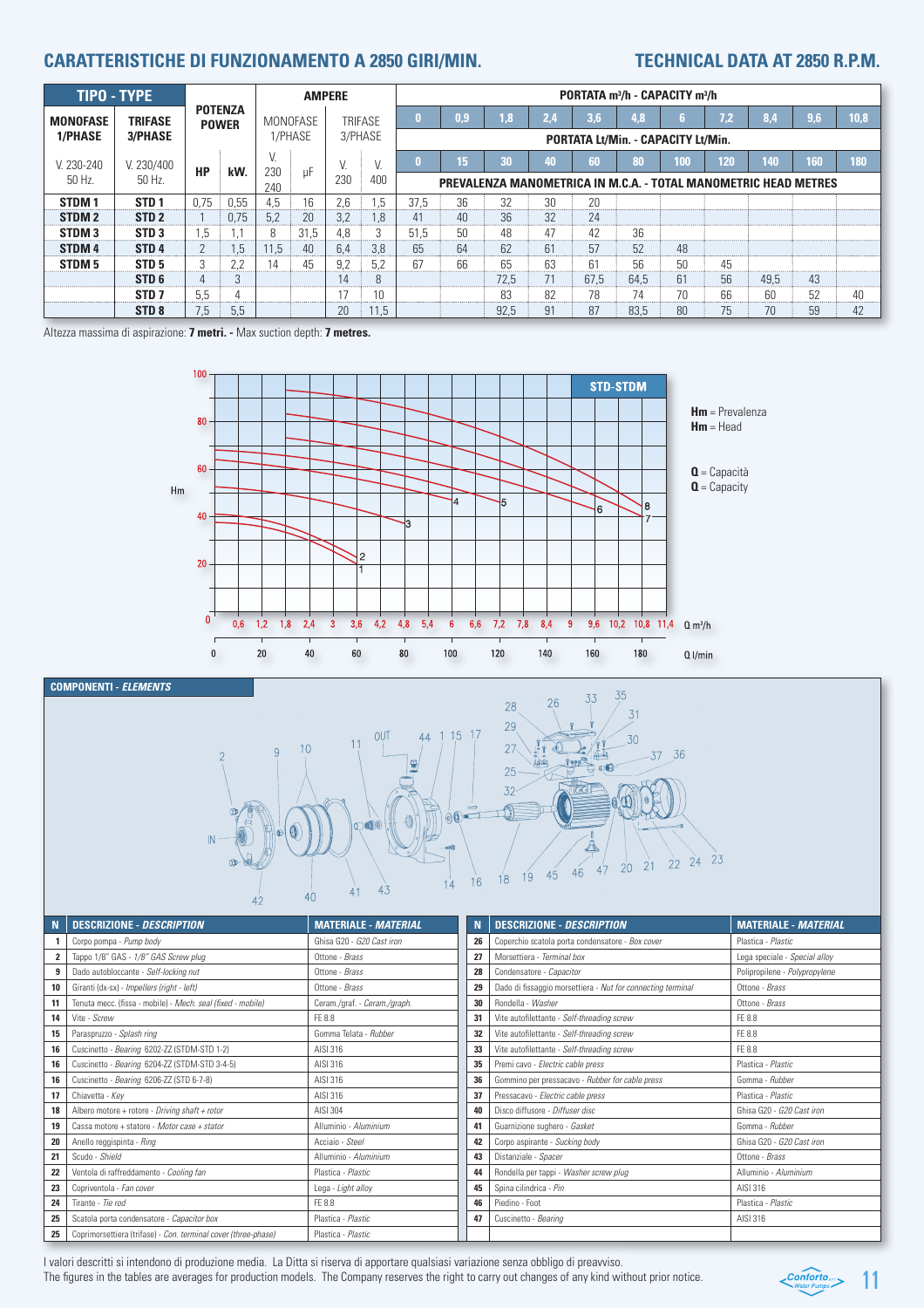## CARATTERISTICHE DI FUNZIONAMENTO A 2850 GIRI/MIN.

## TECHNICAL DATA AT 2850 R.P.M.

| TIPO - TYPE | | POTENZA POWER | | AMPERE | | | | PORTATA m³/h - CAPACITY m³/h | | | | | | | | | | |
|---|---|---|---|---|---|---|---|---|---|---|---|---|---|---|---|---|---|---|
| MONOFASE 1/PHASE | TRIFASE 3/PHASE | | | MONOFASE 1/PHASE | | TRIFASE 3/PHASE | | 0 | 0,9 | 1,8 | 2,4 | 3,6 | 4,8 | 6 | 7,2 | 8,4 | 9,6 | 10,8 |
| | | | | | | | | PORTATA Lt/Min. - CAPACITY Lt/Min. | | | | | | | | | | |
| V. 230-240 50 Hz. | V. 230/400 50 Hz. | HP | kW. | V. 230 240 | µF | V. 230 | V. 400 | 0 | 15 | 30 | 40 | 60 | 80 | 100 | 120 | 140 | 160 | 180 |
| | | | | | | | | PREVALENZA MANOMETRICA IN M.C.A. - TOTAL MANOMETRIC HEAD METRES | | | | | | | | | | |
| STDM 1 | STD 1 | 0,75 | 0,55 | 4,5 | 16 | 2,6 | 1,5 | 37,5 | 36 | 32 | 30 | 20 | | | | | | |
| STDM 2 | STD 2 | 1 | 0,75 | 5,2 | 20 | 3,2 | 1,8 | 41 | 40 | 36 | 32 | 24 | | | | | | |
| STDM 3 | STD 3 | 1,5 | 1,1 | 8 | 31,5 | 4,8 | 3 | 51,5 | 50 | 48 | 47 | 42 | 36 | | | | | |
| STDM 4 | STD 4 | 2 | 1,5 | 11,5 | 40 | 6,4 | 3,8 | 65 | 64 | 62 | 61 | 57 | 52 | 48 | | | | |
| STDM 5 | STD 5 | 3 | 2,2 | 14 | 45 | 9,2 | 5,2 | 67 | 66 | 65 | 63 | 61 | 56 | 50 | 45 | | | |
| | STD 6 | 4 | 3 | | | 14 | 8 | | | 72,5 | 71 | 67,5 | 64,5 | 61 | 56 | 49,5 | 43 | |
| | STD 7 | 5,5 | 4 | | | 17 | 10 | | | 83 | 82 | 78 | 74 | 70 | 66 | 60 | 52 | 40 |
| | STD 8 | 7,5 | 5,5 | | | 20 | 11,5 | | | 92,5 | 91 | 87 | 83,5 | 80 | 75 | 70 | 59 | 42 |

Altezza massima di aspirazione: **7 metri.** - Max suction depth: **7 metres.**

STD-STDM

Hm

0 20 40 60 80 100

1 2 3 4 5 6 7 8

0 0,6 1,2 1,8 2,4 3 3,6 4,2 4,8 5,4 6 6,6 7,2 7,8 8,4 9 9,6 10,2 10,8 11,4 Q m³/h

0 20 40 60 80 100 120 140 160 180 Q l/min

**Hm** = Prevalenza
**Hm** = Head

**Q** = Capacità
**Q** = Capacity

**COMPONENTI - *ELEMENTS***

| N | DESCRIZIONE - *DESCRIPTION* | MATERIALE - *MATERIAL* |
|---|---|---|
| 1 | Corpo pompa - *Pump body* | Ghisa G20 - *G20 Cast iron* |
| 2 | Tappo 1/8" GAS - *1/8" GAS Screw plug* | Ottone - *Brass* |
| 9 | Dado autobloccante - *Self-locking nut* | Ottone - *Brass* |
| 10 | Giranti (dx-sx) - *Impellers (right - left)* | Ottone - *Brass* |
| 11 | Tenuta mecc. (fissa - mobile) - *Mech. seal (fixed - mobile)* | Ceram./graf. - *Ceram./graph.* |
| 14 | Vite - *Screw* | FE 8.8 |
| 15 | Paraspruzzo - *Splash ring* | Gomma Telata - *Rubber* |
| 16 | Cuscinetto - *Bearing* 6202-ZZ (STDM-STD 1-2) | AISI 316 |
| 16 | Cuscinetto - *Bearing* 6204-ZZ (STDM-STD 3-4-5) | AISI 316 |
| 16 | Cuscinetto - *Bearing* 6206-ZZ (STD 6-7-8) | AISI 316 |
| 17 | Chiavetta - *Key* | AISI 316 |
| 18 | Albero motore + rotore - *Driving shaft + rotor* | AISI 304 |
| 19 | Cassa motore + statore - *Motor case + stator* | Alluminio - *Aluminium* |
| 20 | Anello reggispinta - *Ring* | Acciaio - *Steel* |
| 21 | Scudo - *Shield* | Alluminio - *Aluminium* |
| 22 | Ventola di raffreddamento - *Cooling fan* | Plastica - *Plastic* |
| 23 | Copriventola - *Fan cover* | Lega - *Light alloy* |
| 24 | Tirante - *Tie rod* | FE 8.8 |
| 25 | Scatola porta condensatore - *Capacitor box* | Plastica - *Plastic* |
| 25 | Coprimorsettiera (trifase) - *Con. terminal cover (three-phase)* | Plastica - *Plastic* |
| 26 | Coperchio scatola porta condensatore - *Box cover* | Plastica - *Plastic* |
| 27 | Morsettiera - *Terminal box* | Lega speciale - *Special alloy* |
| 28 | Condensatore - *Capacitor* | Polipropilene - *Polypropylene* |
| 29 | Dado di fissaggio morsettiera - *Nut for connecting terminal* | Ottone - *Brass* |
| 30 | Rondella - *Washer* | Ottone - *Brass* |
| 31 | Vite autofilettante - *Self-threading screw* | FE 8.8 |
| 32 | Vite autofilettante - *Self-threading screw* | FE 8.8 |
| 33 | Vite autofilettante - *Self-threading screw* | FE 8.8 |
| 35 | Premi cavo - *Electric cable press* | Plastica - *Plastic* |
| 36 | Gommino per pressacavo - *Rubber for cable press* | Gomma - *Rubber* |
| 37 | Pressacavo - *Electric cable press* | Plastica - *Plastic* |
| 40 | Disco diffusore - *Diffuser disc* | Ghisa G20 - *G20 Cast iron* |
| 41 | Guarnizione sughero - *Gasket* | Gomma - *Rubber* |
| 42 | Corpo aspirante - *Sucking body* | Ghisa G20 - *G20 Cast iron* |
| 43 | Distanziale - *Spacer* | Ottone - *Brass* |
| 44 | Rondella per tappi - *Washer screw plug* | Alluminio - *Aluminium* |
| 45 | Spina cilindrica - *Pin* | AISI 316 |
| 46 | Piedino - Foot | Plastica - *Plastic* |
| 47 | Cuscinetto - *Bearing* | AISI 316 |

I valori descritti si intendono di produzione media. La Ditta si riserva di apportare qualsiasi variazione senza obbligo di preavviso.
The figures in the tables are averages for production models. The Company reserves the right to carry out changes of any kind without prior notice.